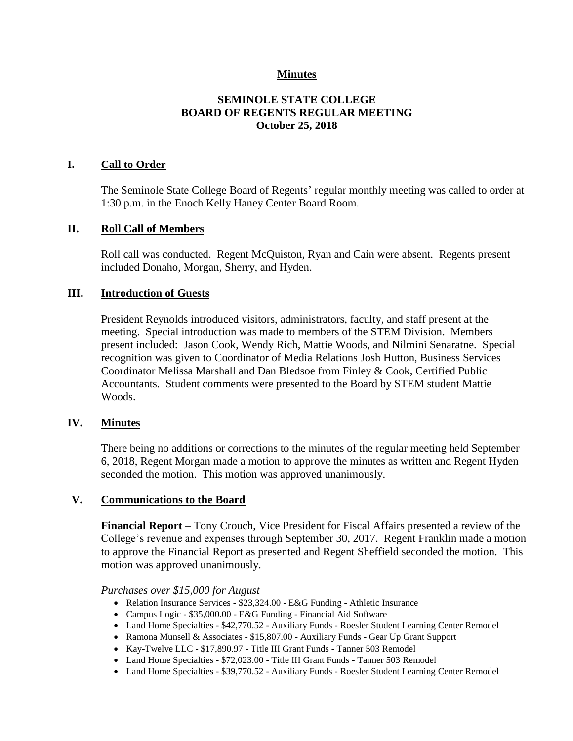# Minutes

## SEMINOLE STATE COLLEGE
## BOARD OF REGENTS REGULAR MEETING
## October 25, 2018

### I. Call to Order

The Seminole State College Board of Regents' regular monthly meeting was called to order at 1:30 p.m. in the Enoch Kelly Haney Center Board Room.

### II. Roll Call of Members

Roll call was conducted. Regent McQuiston, Ryan and Cain were absent. Regents present included Donaho, Morgan, Sherry, and Hyden.

### III. Introduction of Guests

President Reynolds introduced visitors, administrators, faculty, and staff present at the meeting. Special introduction was made to members of the STEM Division. Members present included: Jason Cook, Wendy Rich, Mattie Woods, and Nilmini Senaratne. Special recognition was given to Coordinator of Media Relations Josh Hutton, Business Services Coordinator Melissa Marshall and Dan Bledsoe from Finley & Cook, Certified Public Accountants. Student comments were presented to the Board by STEM student Mattie Woods.

### IV. Minutes

There being no additions or corrections to the minutes of the regular meeting held September 6, 2018, Regent Morgan made a motion to approve the minutes as written and Regent Hyden seconded the motion. This motion was approved unanimously.

### V. Communications to the Board

**Financial Report** – Tony Crouch, Vice President for Fiscal Affairs presented a review of the College's revenue and expenses through September 30, 2017. Regent Franklin made a motion to approve the Financial Report as presented and Regent Sheffield seconded the motion. This motion was approved unanimously.

*Purchases over $15,000 for August* –

- Relation Insurance Services - $23,324.00 - E&G Funding - Athletic Insurance
- Campus Logic - $35,000.00 - E&G Funding - Financial Aid Software
- Land Home Specialties - $42,770.52 - Auxiliary Funds - Roesler Student Learning Center Remodel
- Ramona Munsell & Associates - $15,807.00 - Auxiliary Funds - Gear Up Grant Support
- Kay-Twelve LLC - $17,890.97 - Title III Grant Funds - Tanner 503 Remodel
- Land Home Specialties - $72,023.00 - Title III Grant Funds - Tanner 503 Remodel
- Land Home Specialties - $39,770.52 - Auxiliary Funds - Roesler Student Learning Center Remodel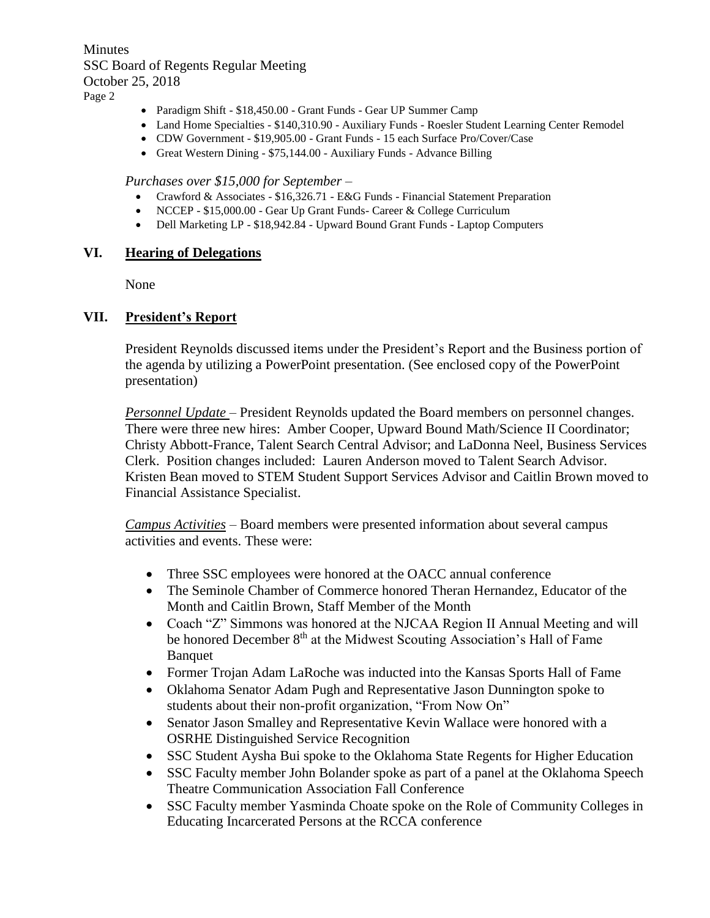- Paradigm Shift - $18,450.00 - Grant Funds - Gear UP Summer Camp
- Land Home Specialties - $140,310.90 - Auxiliary Funds - Roesler Student Learning Center Remodel
- CDW Government - $19,905.00 - Grant Funds - 15 each Surface Pro/Cover/Case
- Great Western Dining - $75,144.00 - Auxiliary Funds - Advance Billing

*Purchases over $15,000 for September* –

- Crawford & Associates - $16,326.71 - E&G Funds - Financial Statement Preparation
- NCCEP - $15,000.00 - Gear Up Grant Funds- Career & College Curriculum
- Dell Marketing LP - $18,942.84 - Upward Bound Grant Funds - Laptop Computers

## VI. Hearing of Delegations

None

## VII. President's Report

President Reynolds discussed items under the President's Report and the Business portion of the agenda by utilizing a PowerPoint presentation. (See enclosed copy of the PowerPoint presentation)

*Personnel Update* – President Reynolds updated the Board members on personnel changes. There were three new hires: Amber Cooper, Upward Bound Math/Science II Coordinator; Christy Abbott-France, Talent Search Central Advisor; and LaDonna Neel, Business Services Clerk. Position changes included: Lauren Anderson moved to Talent Search Advisor. Kristen Bean moved to STEM Student Support Services Advisor and Caitlin Brown moved to Financial Assistance Specialist.

*Campus Activities* – Board members were presented information about several campus activities and events. These were:

- Three SSC employees were honored at the OACC annual conference
- The Seminole Chamber of Commerce honored Theran Hernandez, Educator of the Month and Caitlin Brown, Staff Member of the Month
- Coach "Z" Simmons was honored at the NJCAA Region II Annual Meeting and will be honored December 8th at the Midwest Scouting Association's Hall of Fame Banquet
- Former Trojan Adam LaRoche was inducted into the Kansas Sports Hall of Fame
- Oklahoma Senator Adam Pugh and Representative Jason Dunnington spoke to students about their non-profit organization, "From Now On"
- Senator Jason Smalley and Representative Kevin Wallace were honored with a OSRHE Distinguished Service Recognition
- SSC Student Aysha Bui spoke to the Oklahoma State Regents for Higher Education
- SSC Faculty member John Bolander spoke as part of a panel at the Oklahoma Speech Theatre Communication Association Fall Conference
- SSC Faculty member Yasminda Choate spoke on the Role of Community Colleges in Educating Incarcerated Persons at the RCCA conference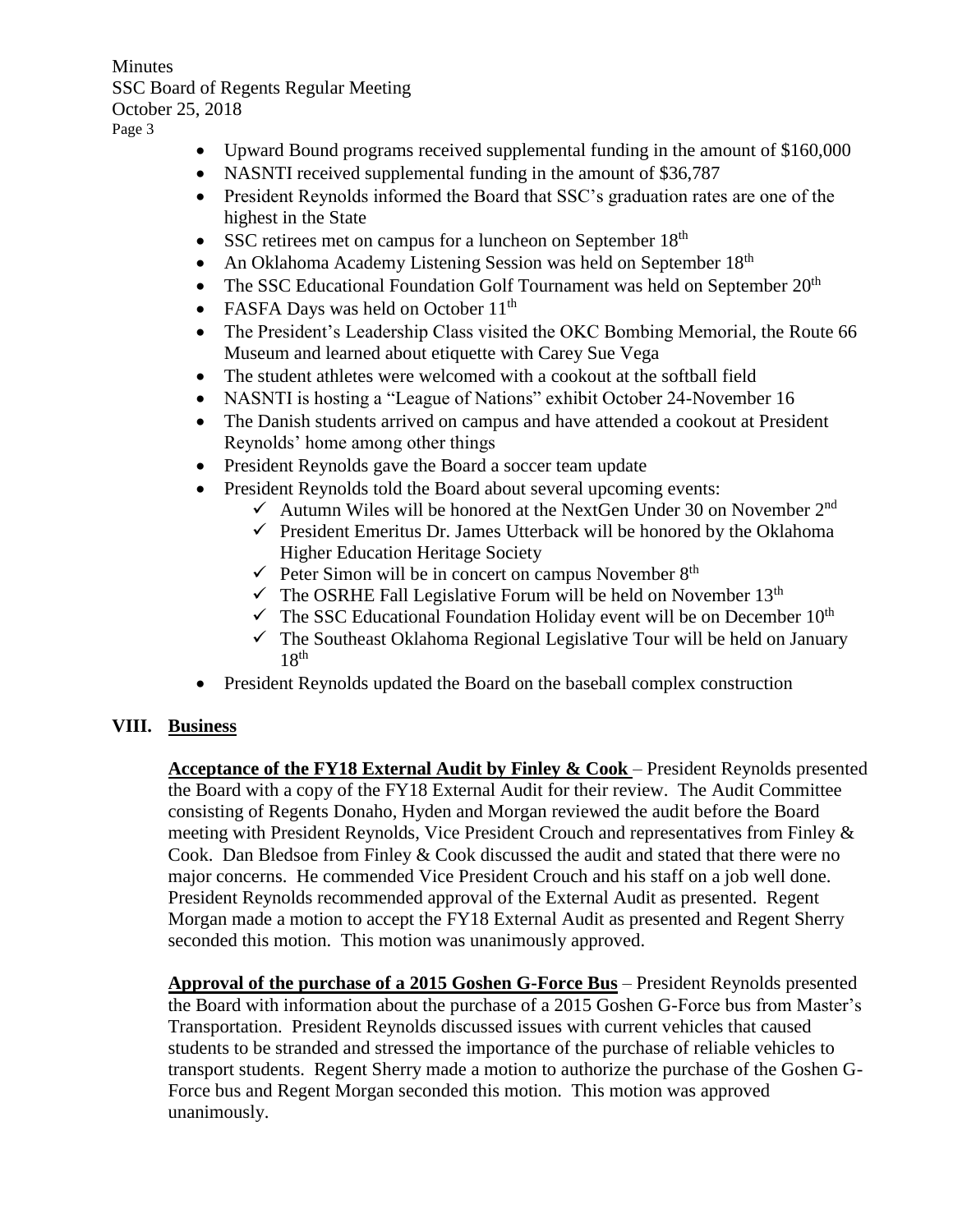- Upward Bound programs received supplemental funding in the amount of $160,000
- NASNTI received supplemental funding in the amount of $36,787
- President Reynolds informed the Board that SSC's graduation rates are one of the highest in the State
- SSC retirees met on campus for a luncheon on September 18th
- An Oklahoma Academy Listening Session was held on September 18th
- The SSC Educational Foundation Golf Tournament was held on September 20th
- FASFA Days was held on October 11th
- The President's Leadership Class visited the OKC Bombing Memorial, the Route 66 Museum and learned about etiquette with Carey Sue Vega
- The student athletes were welcomed with a cookout at the softball field
- NASNTI is hosting a "League of Nations" exhibit October 24-November 16
- The Danish students arrived on campus and have attended a cookout at President Reynolds' home among other things
- President Reynolds gave the Board a soccer team update
- President Reynolds told the Board about several upcoming events:
  - ✓ Autumn Wiles will be honored at the NextGen Under 30 on November 2nd
  - ✓ President Emeritus Dr. James Utterback will be honored by the Oklahoma Higher Education Heritage Society
  - ✓ Peter Simon will be in concert on campus November 8th
  - ✓ The OSRHE Fall Legislative Forum will be held on November 13th
  - ✓ The SSC Educational Foundation Holiday event will be on December 10th
  - ✓ The Southeast Oklahoma Regional Legislative Tour will be held on January 18th
- President Reynolds updated the Board on the baseball complex construction

## VIII. Business

**Acceptance of the FY18 External Audit by Finley & Cook** – President Reynolds presented the Board with a copy of the FY18 External Audit for their review. The Audit Committee consisting of Regents Donaho, Hyden and Morgan reviewed the audit before the Board meeting with President Reynolds, Vice President Crouch and representatives from Finley & Cook. Dan Bledsoe from Finley & Cook discussed the audit and stated that there were no major concerns. He commended Vice President Crouch and his staff on a job well done. President Reynolds recommended approval of the External Audit as presented. Regent Morgan made a motion to accept the FY18 External Audit as presented and Regent Sherry seconded this motion. This motion was unanimously approved.

**Approval of the purchase of a 2015 Goshen G-Force Bus** – President Reynolds presented the Board with information about the purchase of a 2015 Goshen G-Force bus from Master's Transportation. President Reynolds discussed issues with current vehicles that caused students to be stranded and stressed the importance of the purchase of reliable vehicles to transport students. Regent Sherry made a motion to authorize the purchase of the Goshen G-Force bus and Regent Morgan seconded this motion. This motion was approved unanimously.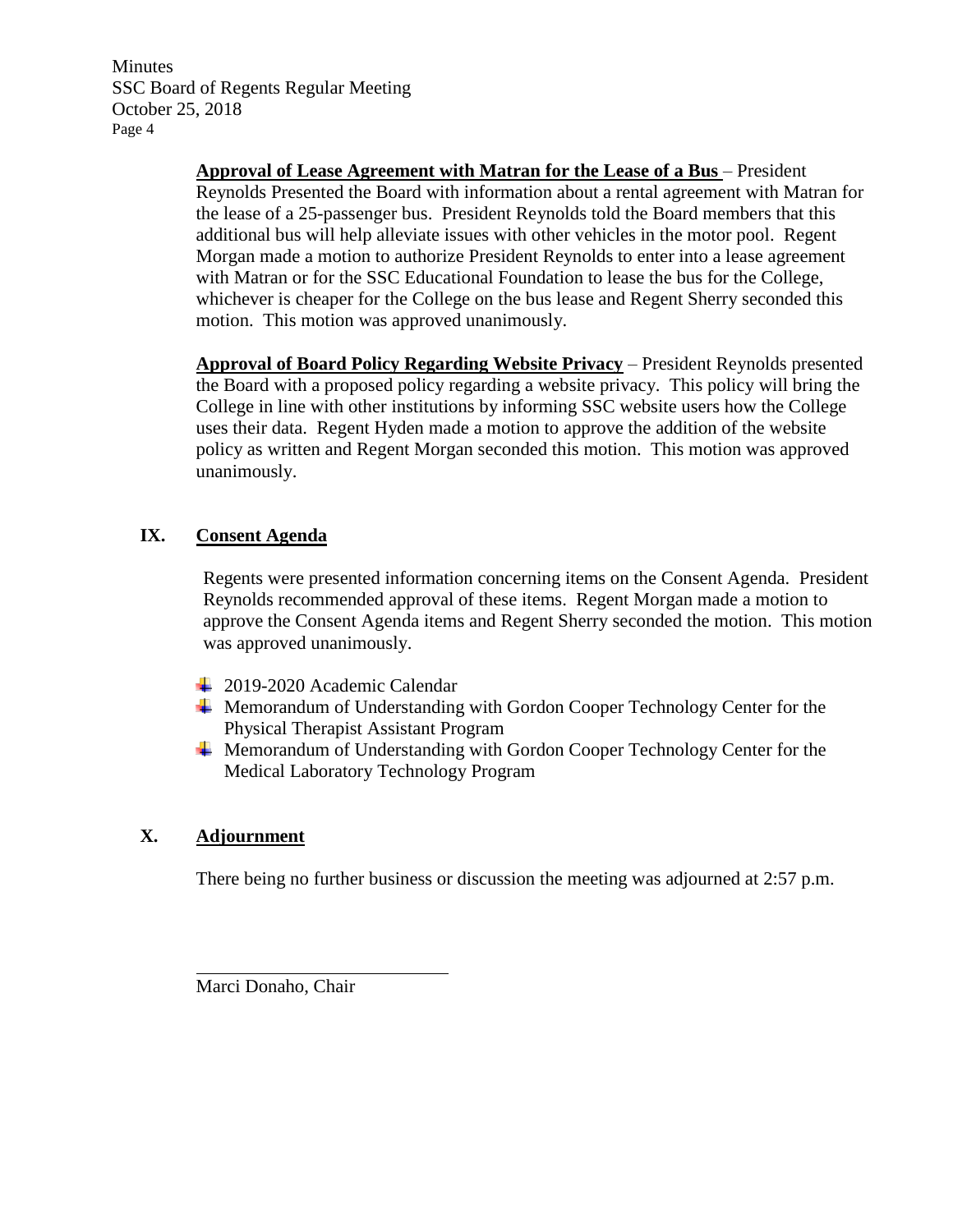**Approval of Lease Agreement with Matran for the Lease of a Bus** – President Reynolds Presented the Board with information about a rental agreement with Matran for the lease of a 25-passenger bus. President Reynolds told the Board members that this additional bus will help alleviate issues with other vehicles in the motor pool. Regent Morgan made a motion to authorize President Reynolds to enter into a lease agreement with Matran or for the SSC Educational Foundation to lease the bus for the College, whichever is cheaper for the College on the bus lease and Regent Sherry seconded this motion. This motion was approved unanimously.

**Approval of Board Policy Regarding Website Privacy** – President Reynolds presented the Board with a proposed policy regarding a website privacy. This policy will bring the College in line with other institutions by informing SSC website users how the College uses their data. Regent Hyden made a motion to approve the addition of the website policy as written and Regent Morgan seconded this motion. This motion was approved unanimously.

## IX. Consent Agenda

Regents were presented information concerning items on the Consent Agenda. President Reynolds recommended approval of these items. Regent Morgan made a motion to approve the Consent Agenda items and Regent Sherry seconded the motion. This motion was approved unanimously.

- 2019-2020 Academic Calendar
- Memorandum of Understanding with Gordon Cooper Technology Center for the Physical Therapist Assistant Program
- Memorandum of Understanding with Gordon Cooper Technology Center for the Medical Laboratory Technology Program

## X. Adjournment

There being no further business or discussion the meeting was adjourned at 2:57 p.m.

\_\_\_\_\_\_\_\_\_\_\_\_\_\_\_\_\_\_\_\_\_\_\_\_\_\_\_\_\_\_

Marci Donaho, Chair